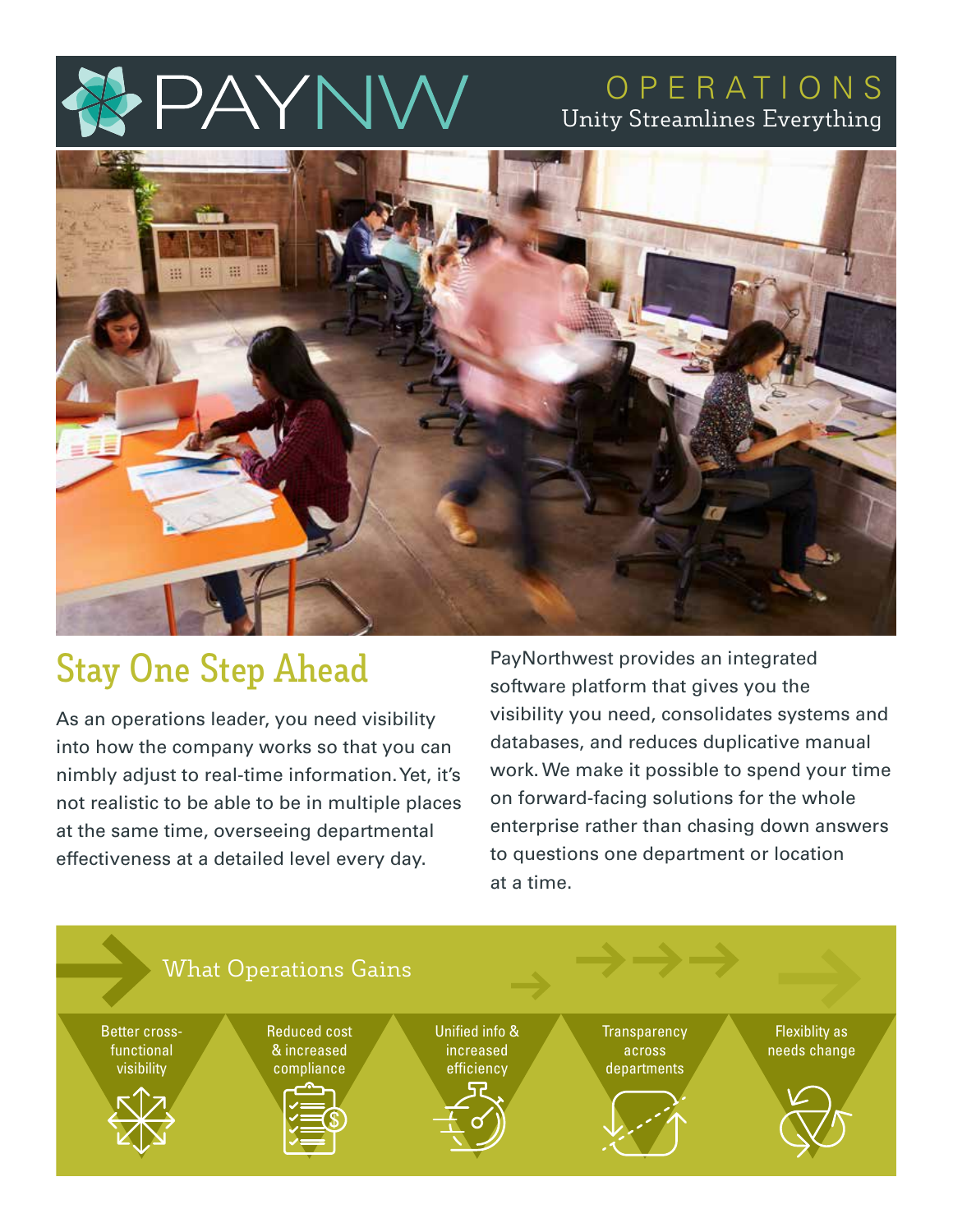# PAYNW

OPERATIONS

Unity Streamlines Everything

## Stay One Step Ahead

As an operations leader, you need visibility into how the company works so that you can nimbly adjust to real-time information. Yet, it's not realistic to be able to be in multiple places at the same time, overseeing departmental effectiveness at a detailed level every day.

PayNorthwest provides an integrated software platform that gives you the visibility you need, consolidates systems and databases, and reduces duplicative manual work. We make it possible to spend your time on forward-facing solutions for the whole enterprise rather than chasing down answers to questions one department or location at a time.

### What Operations Gains

- Better cross-functional visibility
- Reduced cost & increased compliance
- Unified info & increased efficiency
- Transparency across departments
- Flexiblity as needs change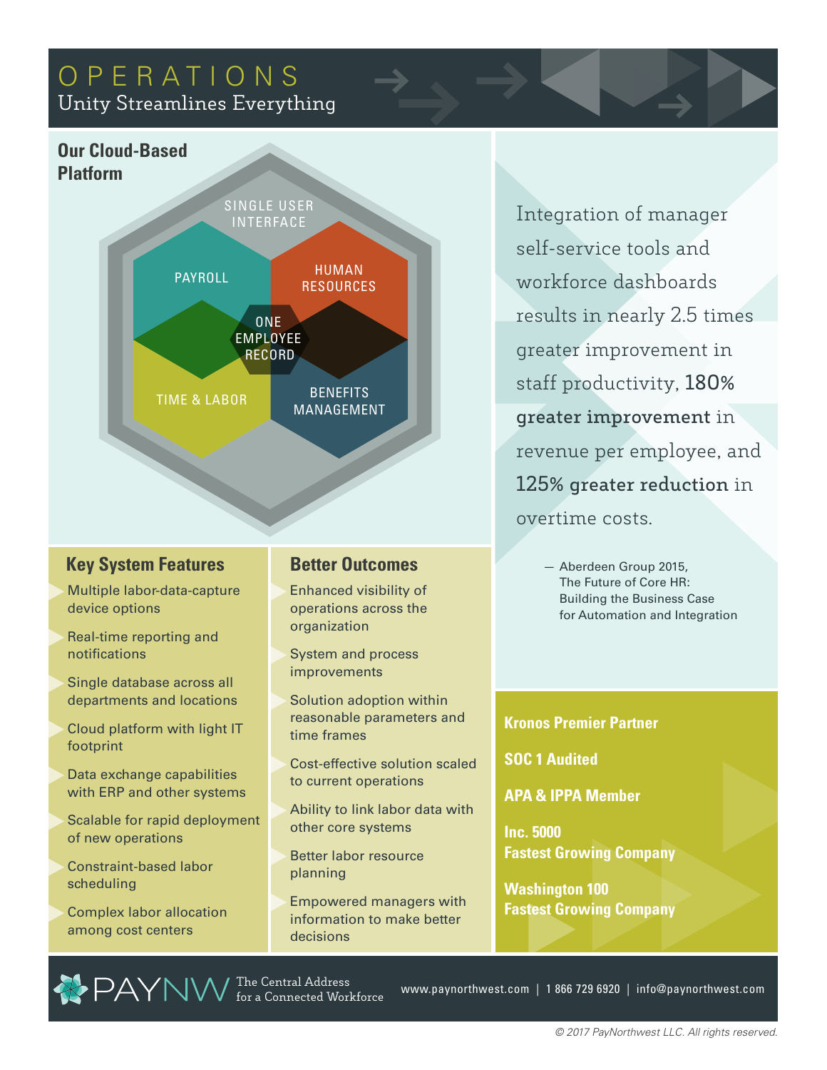# OPERATIONS

## Unity Streamlines Everything

### Our Cloud-Based Platform

SINGLE USER INTERFACE

PAYROLL

HUMAN RESOURCES

ONE EMPLOYEE RECORD

TIME & LABOR

BENEFITS MANAGEMENT

Integration of manager self-service tools and workforce dashboards results in nearly 2.5 times greater improvement in staff productivity, **180% greater improvement** in revenue per employee, and **125% greater reduction** in overtime costs.

— Aberdeen Group 2015, The Future of Core HR: Building the Business Case for Automation and Integration

### Key System Features

- Multiple labor-data-capture device options
- Real-time reporting and notifications
- Single database across all departments and locations
- Cloud platform with light IT footprint
- Data exchange capabilities with ERP and other systems
- Scalable for rapid deployment of new operations
- Constraint-based labor scheduling
- Complex labor allocation among cost centers

### Better Outcomes

- Enhanced visibility of operations across the organization
- System and process improvements
- Solution adoption within reasonable parameters and time frames
- Cost-effective solution scaled to current operations
- Ability to link labor data with other core systems
- Better labor resource planning
- Empowered managers with information to make better decisions

**Kronos Premier Partner**

**SOC 1 Audited**

**APA & IPPA Member**

**Inc. 5000 Fastest Growing Company**

**Washington 100 Fastest Growing Company**

PAYNW The Central Address for a Connected Workforce

www.paynorthwest.com | 1 866 729 6920 | info@paynorthwest.com

© 2017 PayNorthwest LLC. All rights reserved.